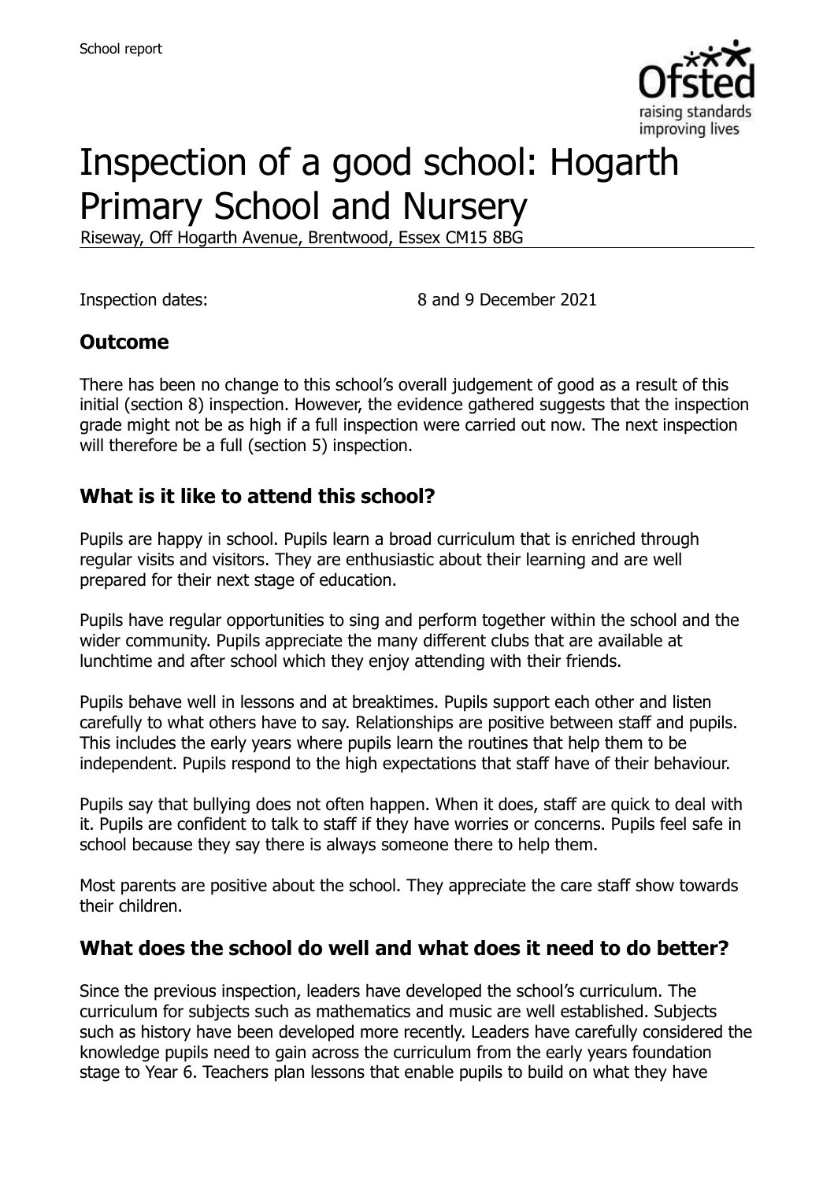School report

# Inspection of a good school: Hogarth Primary School and Nursery

Riseway, Off Hogarth Avenue, Brentwood, Essex CM15 8BG

Inspection dates: 8 and 9 December 2021

## Outcome

There has been no change to this school's overall judgement of good as a result of this initial (section 8) inspection. However, the evidence gathered suggests that the inspection grade might not be as high if a full inspection were carried out now. The next inspection will therefore be a full (section 5) inspection.

## What is it like to attend this school?

Pupils are happy in school. Pupils learn a broad curriculum that is enriched through regular visits and visitors. They are enthusiastic about their learning and are well prepared for their next stage of education.

Pupils have regular opportunities to sing and perform together within the school and the wider community. Pupils appreciate the many different clubs that are available at lunchtime and after school which they enjoy attending with their friends.

Pupils behave well in lessons and at breaktimes. Pupils support each other and listen carefully to what others have to say. Relationships are positive between staff and pupils. This includes the early years where pupils learn the routines that help them to be independent. Pupils respond to the high expectations that staff have of their behaviour.

Pupils say that bullying does not often happen. When it does, staff are quick to deal with it. Pupils are confident to talk to staff if they have worries or concerns. Pupils feel safe in school because they say there is always someone there to help them.

Most parents are positive about the school. They appreciate the care staff show towards their children.

## What does the school do well and what does it need to do better?

Since the previous inspection, leaders have developed the school's curriculum. The curriculum for subjects such as mathematics and music are well established. Subjects such as history have been developed more recently. Leaders have carefully considered the knowledge pupils need to gain across the curriculum from the early years foundation stage to Year 6. Teachers plan lessons that enable pupils to build on what they have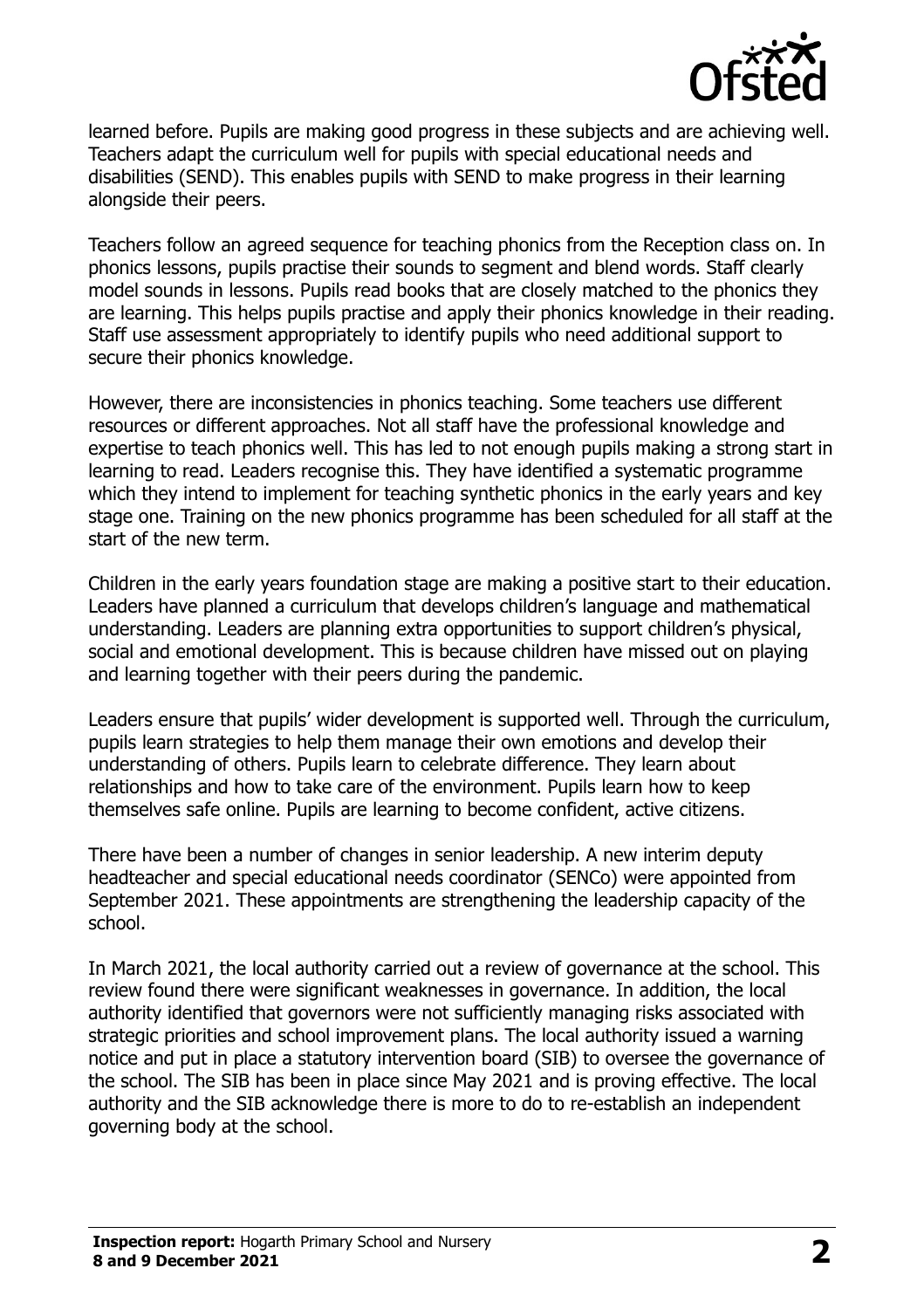learned before. Pupils are making good progress in these subjects and are achieving well. Teachers adapt the curriculum well for pupils with special educational needs and disabilities (SEND). This enables pupils with SEND to make progress in their learning alongside their peers.

Teachers follow an agreed sequence for teaching phonics from the Reception class on. In phonics lessons, pupils practise their sounds to segment and blend words. Staff clearly model sounds in lessons. Pupils read books that are closely matched to the phonics they are learning. This helps pupils practise and apply their phonics knowledge in their reading. Staff use assessment appropriately to identify pupils who need additional support to secure their phonics knowledge.

However, there are inconsistencies in phonics teaching. Some teachers use different resources or different approaches. Not all staff have the professional knowledge and expertise to teach phonics well. This has led to not enough pupils making a strong start in learning to read. Leaders recognise this. They have identified a systematic programme which they intend to implement for teaching synthetic phonics in the early years and key stage one. Training on the new phonics programme has been scheduled for all staff at the start of the new term.

Children in the early years foundation stage are making a positive start to their education. Leaders have planned a curriculum that develops children's language and mathematical understanding. Leaders are planning extra opportunities to support children's physical, social and emotional development. This is because children have missed out on playing and learning together with their peers during the pandemic.

Leaders ensure that pupils' wider development is supported well. Through the curriculum, pupils learn strategies to help them manage their own emotions and develop their understanding of others. Pupils learn to celebrate difference. They learn about relationships and how to take care of the environment. Pupils learn how to keep themselves safe online. Pupils are learning to become confident, active citizens.

There have been a number of changes in senior leadership. A new interim deputy headteacher and special educational needs coordinator (SENCo) were appointed from September 2021. These appointments are strengthening the leadership capacity of the school.

In March 2021, the local authority carried out a review of governance at the school. This review found there were significant weaknesses in governance. In addition, the local authority identified that governors were not sufficiently managing risks associated with strategic priorities and school improvement plans. The local authority issued a warning notice and put in place a statutory intervention board (SIB) to oversee the governance of the school. The SIB has been in place since May 2021 and is proving effective. The local authority and the SIB acknowledge there is more to do to re-establish an independent governing body at the school.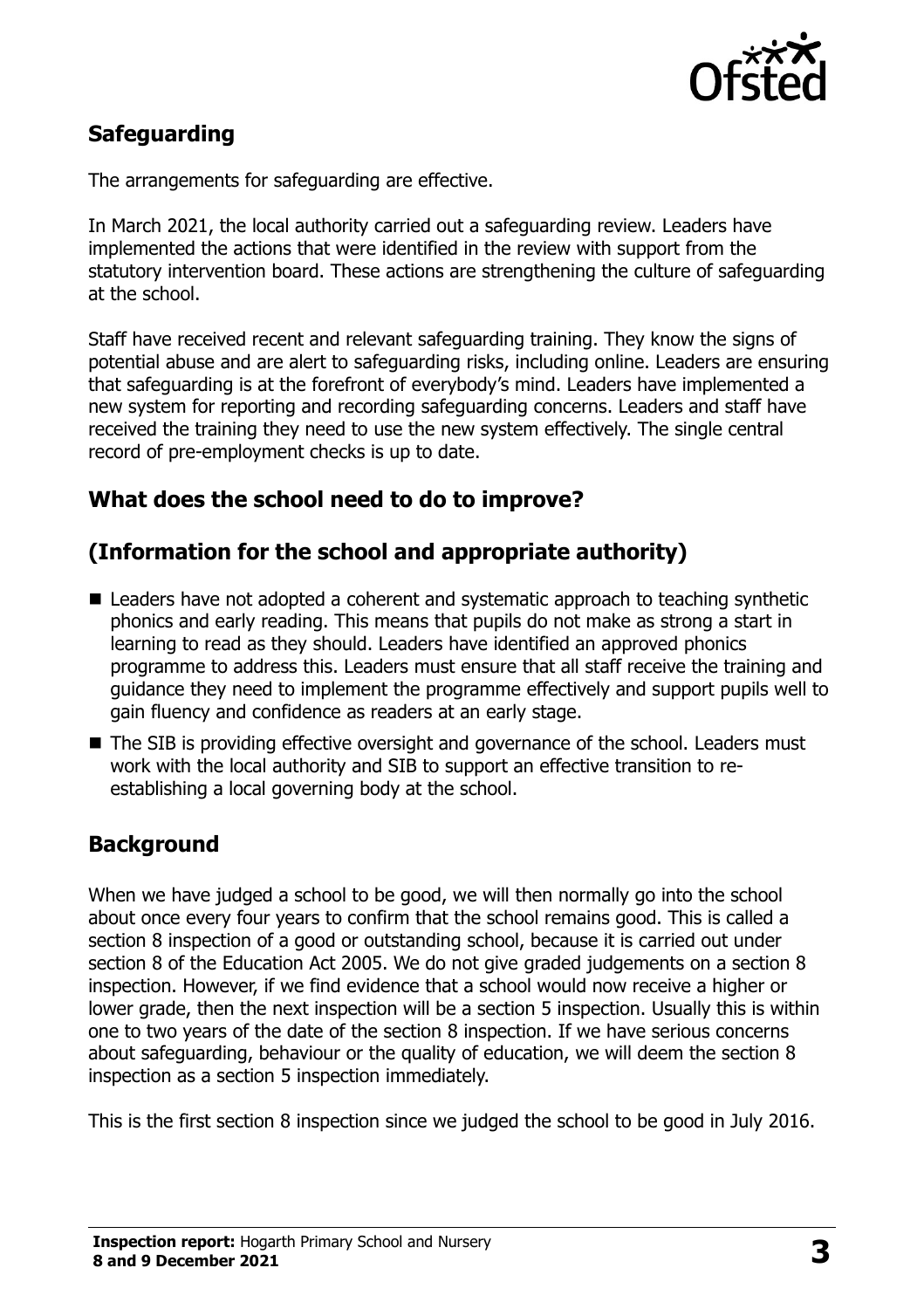## Safeguarding

The arrangements for safeguarding are effective.

In March 2021, the local authority carried out a safeguarding review. Leaders have implemented the actions that were identified in the review with support from the statutory intervention board. These actions are strengthening the culture of safeguarding at the school.

Staff have received recent and relevant safeguarding training. They know the signs of potential abuse and are alert to safeguarding risks, including online. Leaders are ensuring that safeguarding is at the forefront of everybody's mind. Leaders have implemented a new system for reporting and recording safeguarding concerns. Leaders and staff have received the training they need to use the new system effectively. The single central record of pre-employment checks is up to date.

## What does the school need to do to improve?

## (Information for the school and appropriate authority)

- Leaders have not adopted a coherent and systematic approach to teaching synthetic phonics and early reading. This means that pupils do not make as strong a start in learning to read as they should. Leaders have identified an approved phonics programme to address this. Leaders must ensure that all staff receive the training and guidance they need to implement the programme effectively and support pupils well to gain fluency and confidence as readers at an early stage.
- The SIB is providing effective oversight and governance of the school. Leaders must work with the local authority and SIB to support an effective transition to re-establishing a local governing body at the school.

## Background

When we have judged a school to be good, we will then normally go into the school about once every four years to confirm that the school remains good. This is called a section 8 inspection of a good or outstanding school, because it is carried out under section 8 of the Education Act 2005. We do not give graded judgements on a section 8 inspection. However, if we find evidence that a school would now receive a higher or lower grade, then the next inspection will be a section 5 inspection. Usually this is within one to two years of the date of the section 8 inspection. If we have serious concerns about safeguarding, behaviour or the quality of education, we will deem the section 8 inspection as a section 5 inspection immediately.

This is the first section 8 inspection since we judged the school to be good in July 2016.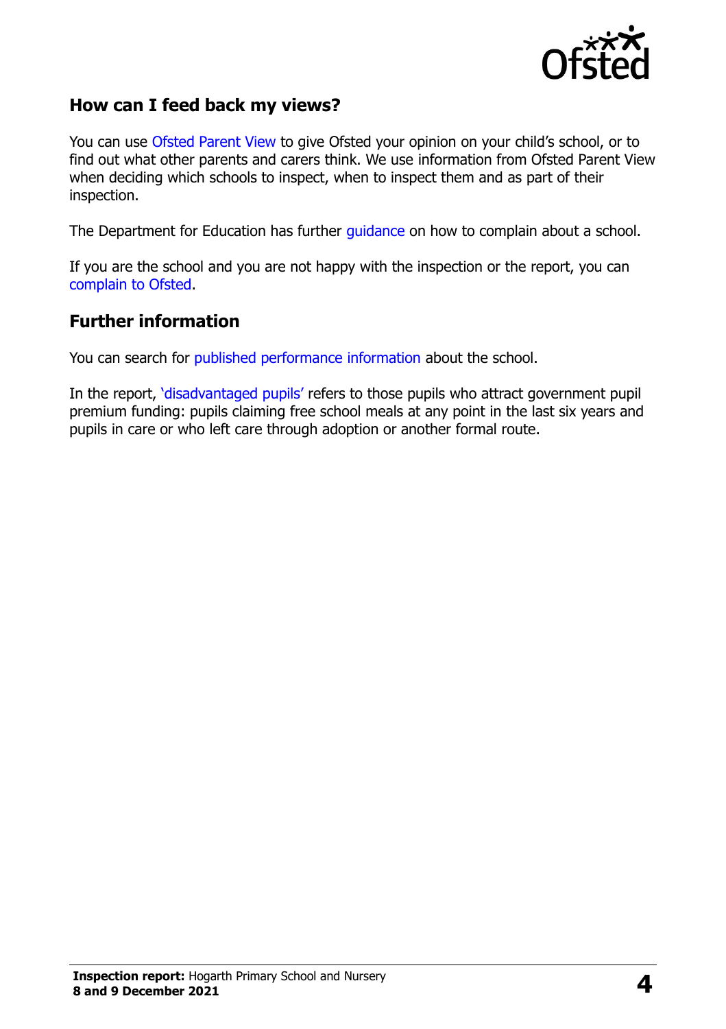## How can I feed back my views?

You can use Ofsted Parent View to give Ofsted your opinion on your child's school, or to find out what other parents and carers think. We use information from Ofsted Parent View when deciding which schools to inspect, when to inspect them and as part of their inspection.

The Department for Education has further guidance on how to complain about a school.

If you are the school and you are not happy with the inspection or the report, you can complain to Ofsted.

## Further information

You can search for published performance information about the school.

In the report, 'disadvantaged pupils' refers to those pupils who attract government pupil premium funding: pupils claiming free school meals at any point in the last six years and pupils in care or who left care through adoption or another formal route.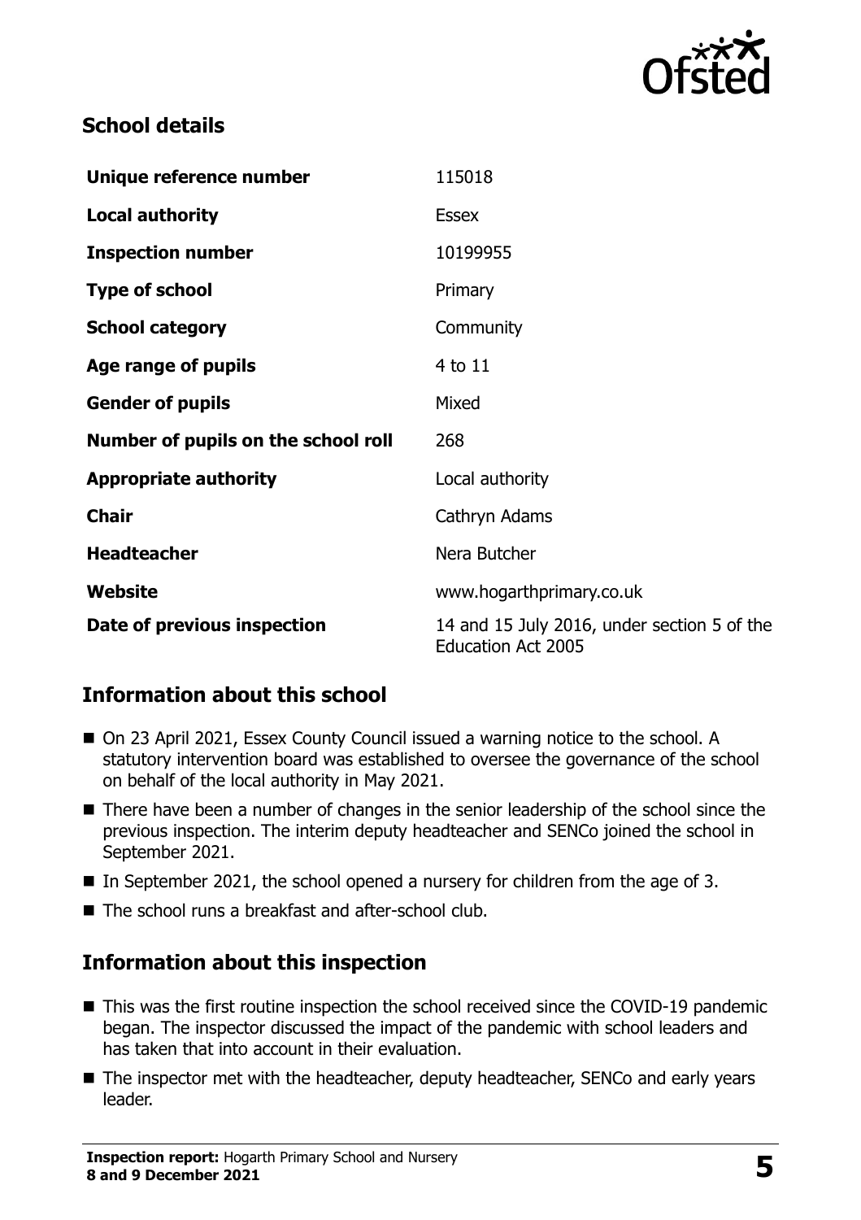## School details

| | |
|---|---|
| **Unique reference number** | 115018 |
| **Local authority** | Essex |
| **Inspection number** | 10199955 |
| **Type of school** | Primary |
| **School category** | Community |
| **Age range of pupils** | 4 to 11 |
| **Gender of pupils** | Mixed |
| **Number of pupils on the school roll** | 268 |
| **Appropriate authority** | Local authority |
| **Chair** | Cathryn Adams |
| **Headteacher** | Nera Butcher |
| **Website** | www.hogarthprimary.co.uk |
| **Date of previous inspection** | 14 and 15 July 2016, under section 5 of the Education Act 2005 |

## Information about this school

- On 23 April 2021, Essex County Council issued a warning notice to the school. A statutory intervention board was established to oversee the governance of the school on behalf of the local authority in May 2021.
- There have been a number of changes in the senior leadership of the school since the previous inspection. The interim deputy headteacher and SENCo joined the school in September 2021.
- In September 2021, the school opened a nursery for children from the age of 3.
- The school runs a breakfast and after-school club.

## Information about this inspection

- This was the first routine inspection the school received since the COVID-19 pandemic began. The inspector discussed the impact of the pandemic with school leaders and has taken that into account in their evaluation.
- The inspector met with the headteacher, deputy headteacher, SENCo and early years leader.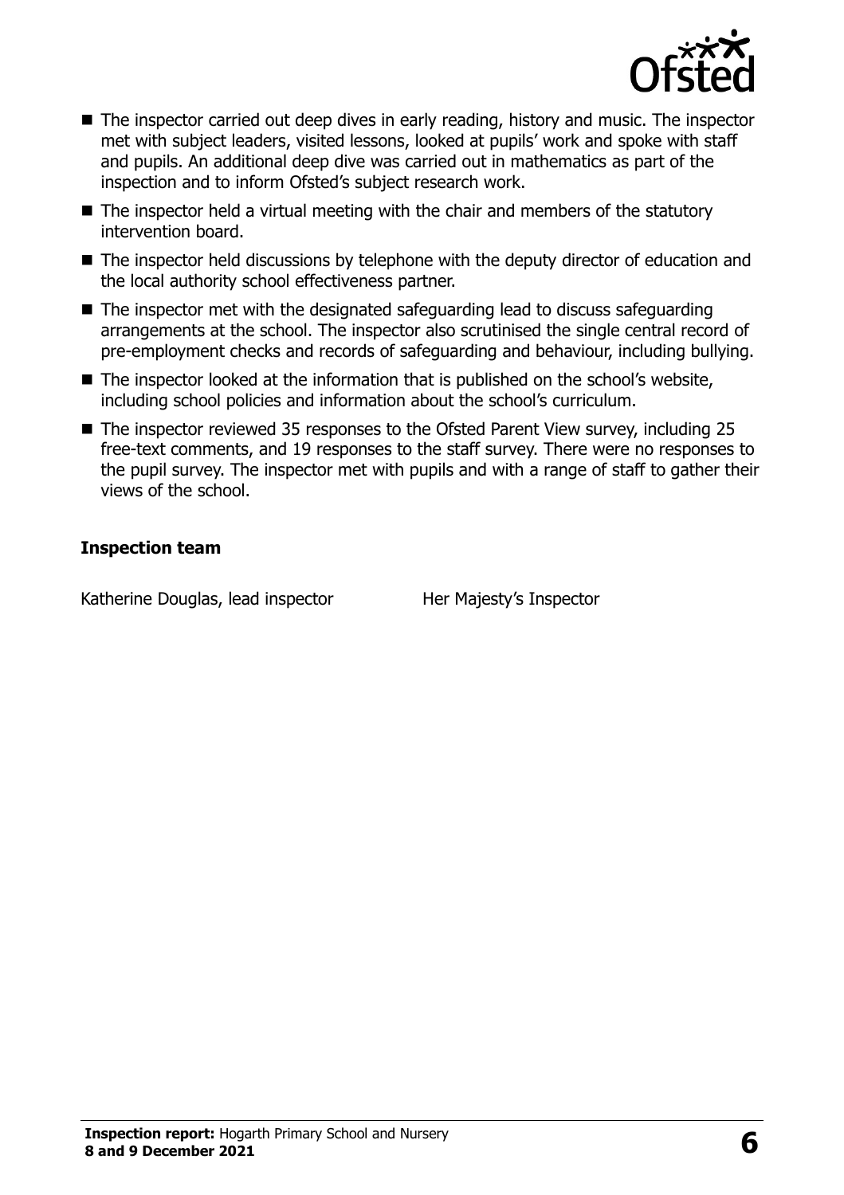- The inspector carried out deep dives in early reading, history and music. The inspector met with subject leaders, visited lessons, looked at pupils' work and spoke with staff and pupils. An additional deep dive was carried out in mathematics as part of the inspection and to inform Ofsted's subject research work.
- The inspector held a virtual meeting with the chair and members of the statutory intervention board.
- The inspector held discussions by telephone with the deputy director of education and the local authority school effectiveness partner.
- The inspector met with the designated safeguarding lead to discuss safeguarding arrangements at the school. The inspector also scrutinised the single central record of pre-employment checks and records of safeguarding and behaviour, including bullying.
- The inspector looked at the information that is published on the school's website, including school policies and information about the school's curriculum.
- The inspector reviewed 35 responses to the Ofsted Parent View survey, including 25 free-text comments, and 19 responses to the staff survey. There were no responses to the pupil survey. The inspector met with pupils and with a range of staff to gather their views of the school.

### Inspection team

| | |
|---|---|
| Katherine Douglas, lead inspector | Her Majesty's Inspector |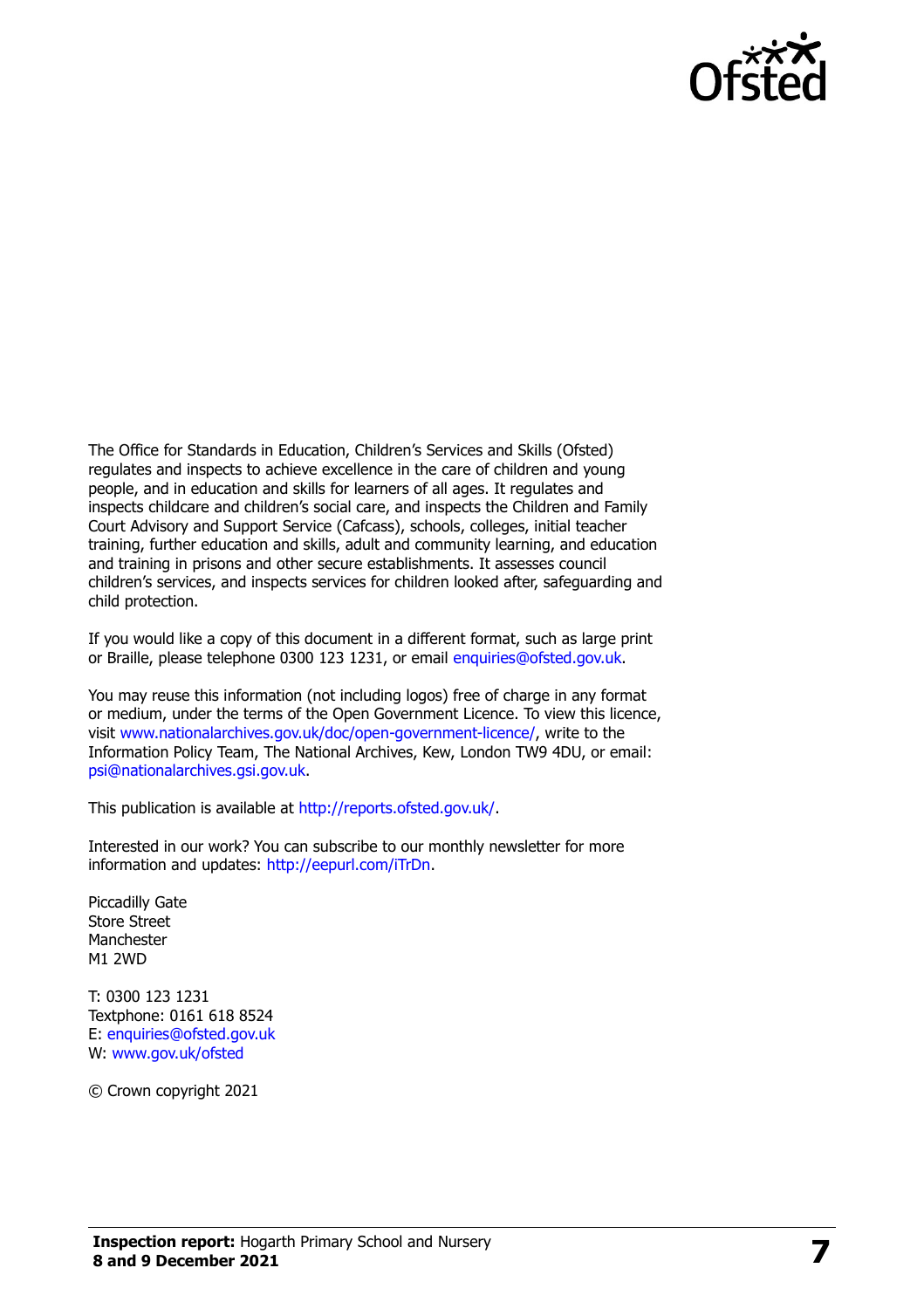The Office for Standards in Education, Children's Services and Skills (Ofsted) regulates and inspects to achieve excellence in the care of children and young people, and in education and skills for learners of all ages. It regulates and inspects childcare and children's social care, and inspects the Children and Family Court Advisory and Support Service (Cafcass), schools, colleges, initial teacher training, further education and skills, adult and community learning, and education and training in prisons and other secure establishments. It assesses council children's services, and inspects services for children looked after, safeguarding and child protection.

If you would like a copy of this document in a different format, such as large print or Braille, please telephone 0300 123 1231, or email enquiries@ofsted.gov.uk.

You may reuse this information (not including logos) free of charge in any format or medium, under the terms of the Open Government Licence. To view this licence, visit www.nationalarchives.gov.uk/doc/open-government-licence/, write to the Information Policy Team, The National Archives, Kew, London TW9 4DU, or email: psi@nationalarchives.gsi.gov.uk.

This publication is available at http://reports.ofsted.gov.uk/.

Interested in our work? You can subscribe to our monthly newsletter for more information and updates: http://eepurl.com/iTrDn.

Piccadilly Gate  
Store Street  
Manchester  
M1 2WD

T: 0300 123 1231  
Textphone: 0161 618 8524  
E: enquiries@ofsted.gov.uk  
W: www.gov.uk/ofsted

© Crown copyright 2021